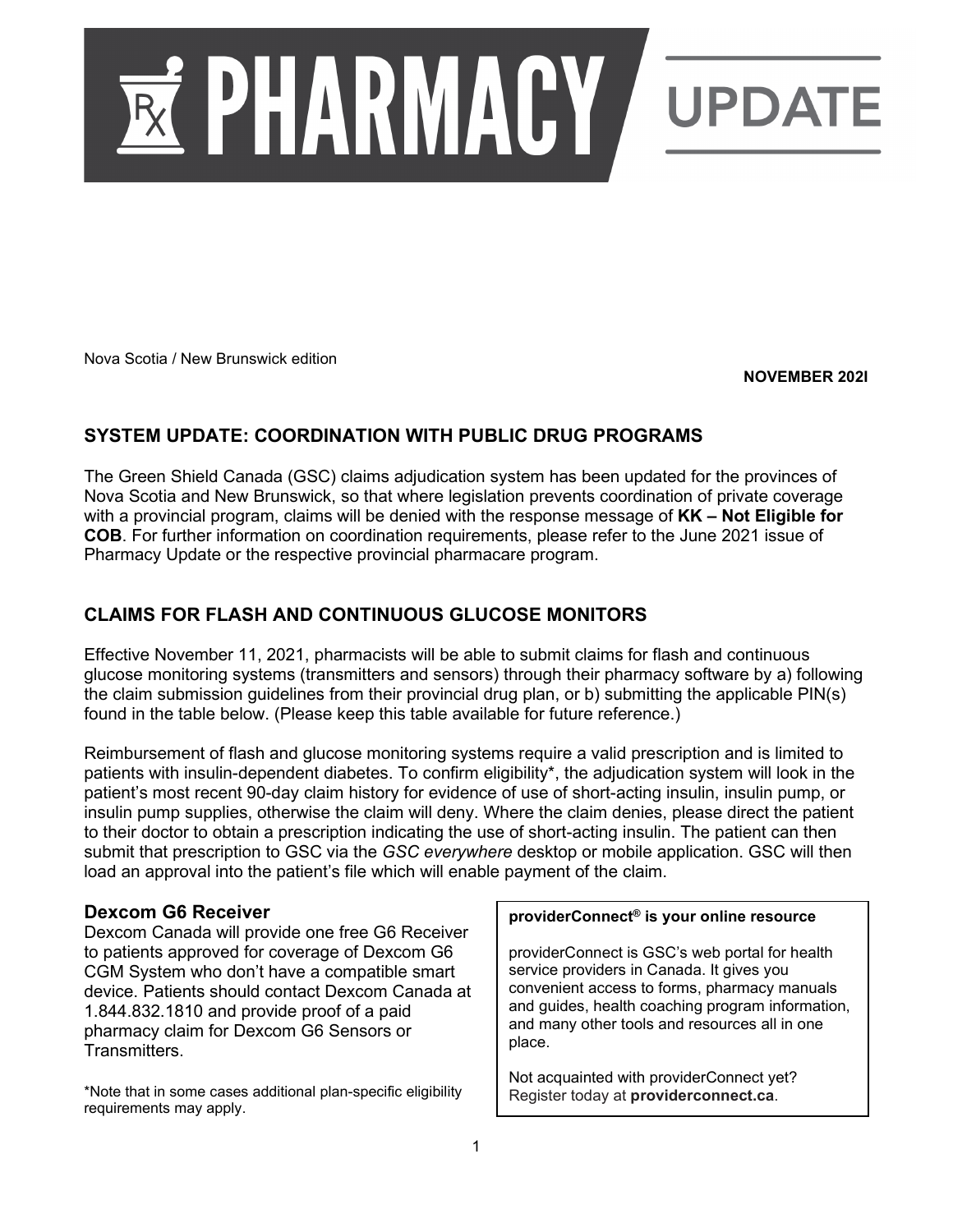# PHARMACY UPDATE

Nova Scotia / New Brunswick edition

**NOVEMBER 202l**

## SYSTEM UPDATE: COORDINATION WITH PUBLIC DRUG PROGRAMS

The Green Shield Canada (GSC) claims adjudication system has been updated for the provinces of Nova Scotia and New Brunswick, so that where legislation prevents coordination of private coverage with a provincial program, claims will be denied with the response message of **KK – Not Eligible for COB**. For further information on coordination requirements, please refer to the June 2021 issue of Pharmacy Update or the respective provincial pharmacare program.

## CLAIMS FOR FLASH AND CONTINUOUS GLUCOSE MONITORS

Effective November 11, 2021, pharmacists will be able to submit claims for flash and continuous glucose monitoring systems (transmitters and sensors) through their pharmacy software by a) following the claim submission guidelines from their provincial drug plan, or b) submitting the applicable PIN(s) found in the table below. (Please keep this table available for future reference.)

Reimbursement of flash and glucose monitoring systems require a valid prescription and is limited to patients with insulin-dependent diabetes. To confirm eligibility*, the adjudication system will look in the patient's most recent 90-day claim history for evidence of use of short-acting insulin, insulin pump, or insulin pump supplies, otherwise the claim will deny. Where the claim denies, please direct the patient to their doctor to obtain a prescription indicating the use of short-acting insulin. The patient can then submit that prescription to GSC via the *GSC everywhere* desktop or mobile application. GSC will then load an approval into the patient's file which will enable payment of the claim.

### Dexcom G6 Receiver

Dexcom Canada will provide one free G6 Receiver to patients approved for coverage of Dexcom G6 CGM System who don't have a compatible smart device. Patients should contact Dexcom Canada at 1.844.832.1810 and provide proof of a paid pharmacy claim for Dexcom G6 Sensors or Transmitters.

*Note that in some cases additional plan-specific eligibility requirements may apply.

**providerConnect® is your online resource**

providerConnect is GSC's web portal for health service providers in Canada. It gives you convenient access to forms, pharmacy manuals and guides, health coaching program information, and many other tools and resources all in one place.

Not acquainted with providerConnect yet? Register today at **providerconnect.ca**.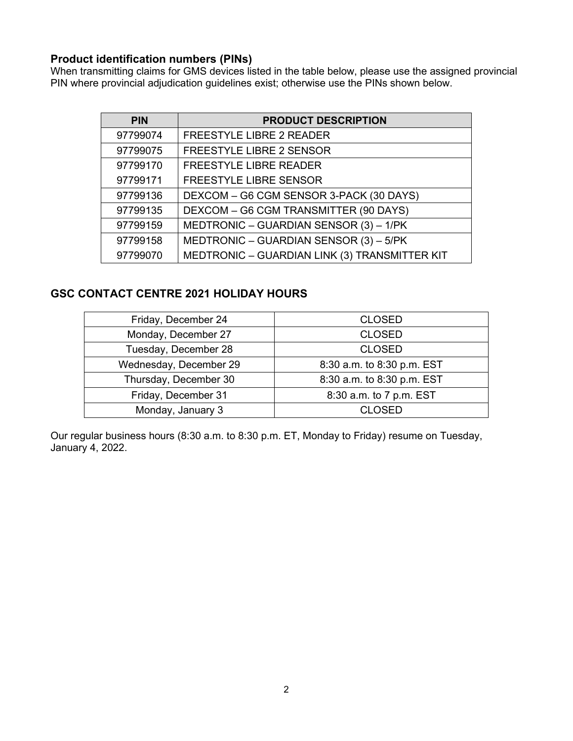### Product identification numbers (PINs)

When transmitting claims for GMS devices listed in the table below, please use the assigned provincial PIN where provincial adjudication guidelines exist; otherwise use the PINs shown below.

| PIN | PRODUCT DESCRIPTION |
|---|---|
| 97799074 | FREESTYLE LIBRE 2 READER |
| 97799075 | FREESTYLE LIBRE 2 SENSOR |
| 97799170 | FREESTYLE LIBRE READER |
| 97799171 | FREESTYLE LIBRE SENSOR |
| 97799136 | DEXCOM – G6 CGM SENSOR 3-PACK (30 DAYS) |
| 97799135 | DEXCOM – G6 CGM TRANSMITTER (90 DAYS) |
| 97799159 | MEDTRONIC – GUARDIAN SENSOR (3) – 1/PK |
| 97799158 | MEDTRONIC – GUARDIAN SENSOR (3) – 5/PK |
| 97799070 | MEDTRONIC – GUARDIAN LINK (3) TRANSMITTER KIT |

## GSC CONTACT CENTRE 2021 HOLIDAY HOURS

| | |
|---|---|
| Friday, December 24 | CLOSED |
| Monday, December 27 | CLOSED |
| Tuesday, December 28 | CLOSED |
| Wednesday, December 29 | 8:30 a.m. to 8:30 p.m. EST |
| Thursday, December 30 | 8:30 a.m. to 8:30 p.m. EST |
| Friday, December 31 | 8:30 a.m. to 7 p.m. EST |
| Monday, January 3 | CLOSED |

Our regular business hours (8:30 a.m. to 8:30 p.m. ET, Monday to Friday) resume on Tuesday, January 4, 2022.